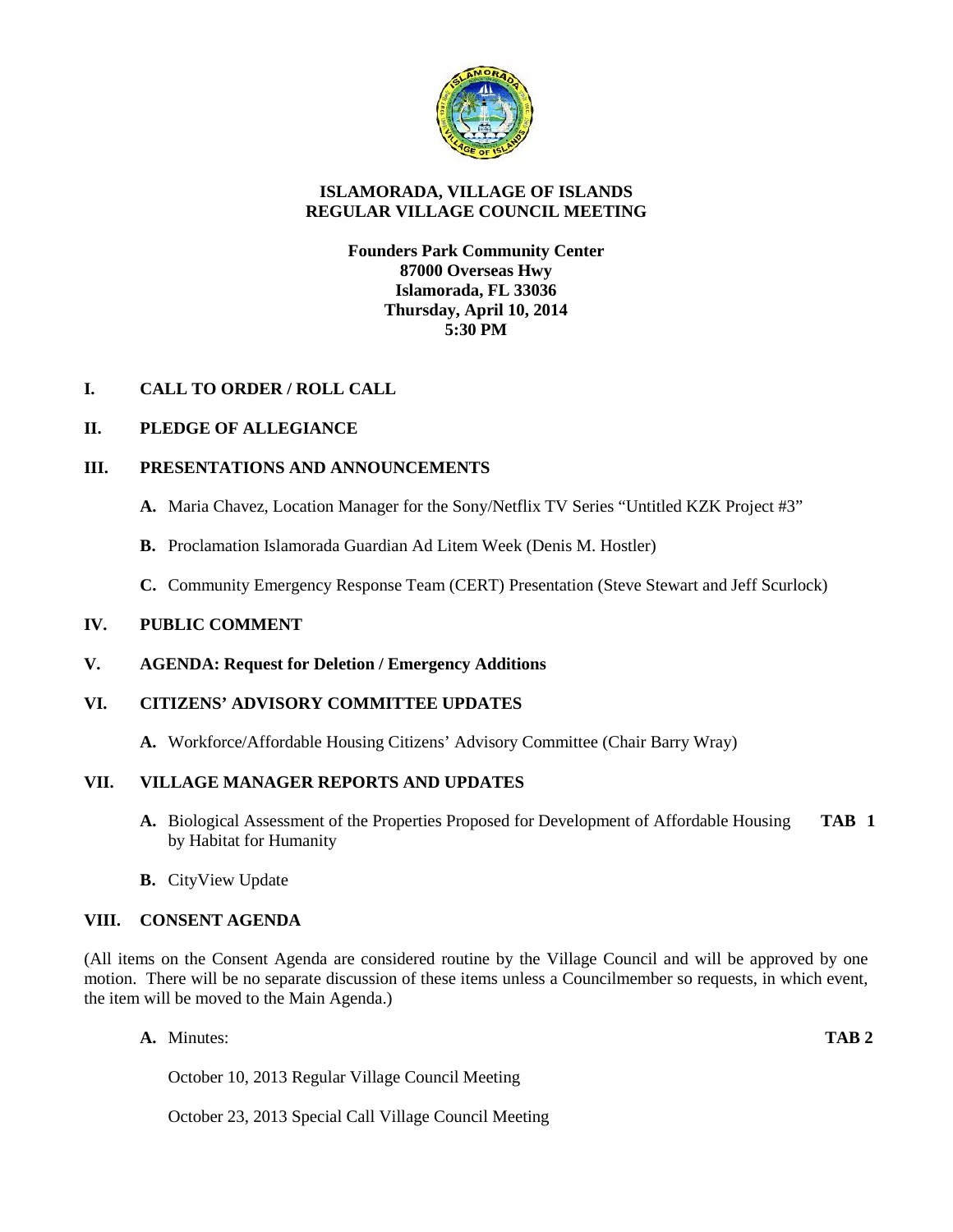# ISLAMORADA, VILLAGE OF ISLANDS
## REGULAR VILLAGE COUNCIL MEETING

**Founders Park Community Center**
**87000 Overseas Hwy**
**Islamorada, FL 33036**
**Thursday, April 10, 2014**
**5:30 PM**

## I. CALL TO ORDER / ROLL CALL

## II. PLEDGE OF ALLEGIANCE

## III. PRESENTATIONS AND ANNOUNCEMENTS

**A.** Maria Chavez, Location Manager for the Sony/Netflix TV Series "Untitled KZK Project #3"

**B.** Proclamation Islamorada Guardian Ad Litem Week (Denis M. Hostler)

**C.** Community Emergency Response Team (CERT) Presentation (Steve Stewart and Jeff Scurlock)

## IV. PUBLIC COMMENT

## V. AGENDA: Request for Deletion / Emergency Additions

## VI. CITIZENS' ADVISORY COMMITTEE UPDATES

**A.** Workforce/Affordable Housing Citizens' Advisory Committee (Chair Barry Wray)

## VII. VILLAGE MANAGER REPORTS AND UPDATES

**A.** Biological Assessment of the Properties Proposed for Development of Affordable Housing by Habitat for Humanity — **TAB 1**

**B.** CityView Update

## VIII. CONSENT AGENDA

(All items on the Consent Agenda are considered routine by the Village Council and will be approved by one motion. There will be no separate discussion of these items unless a Councilmember so requests, in which event, the item will be moved to the Main Agenda.)

**A.** Minutes: — **TAB 2**

October 10, 2013 Regular Village Council Meeting

October 23, 2013 Special Call Village Council Meeting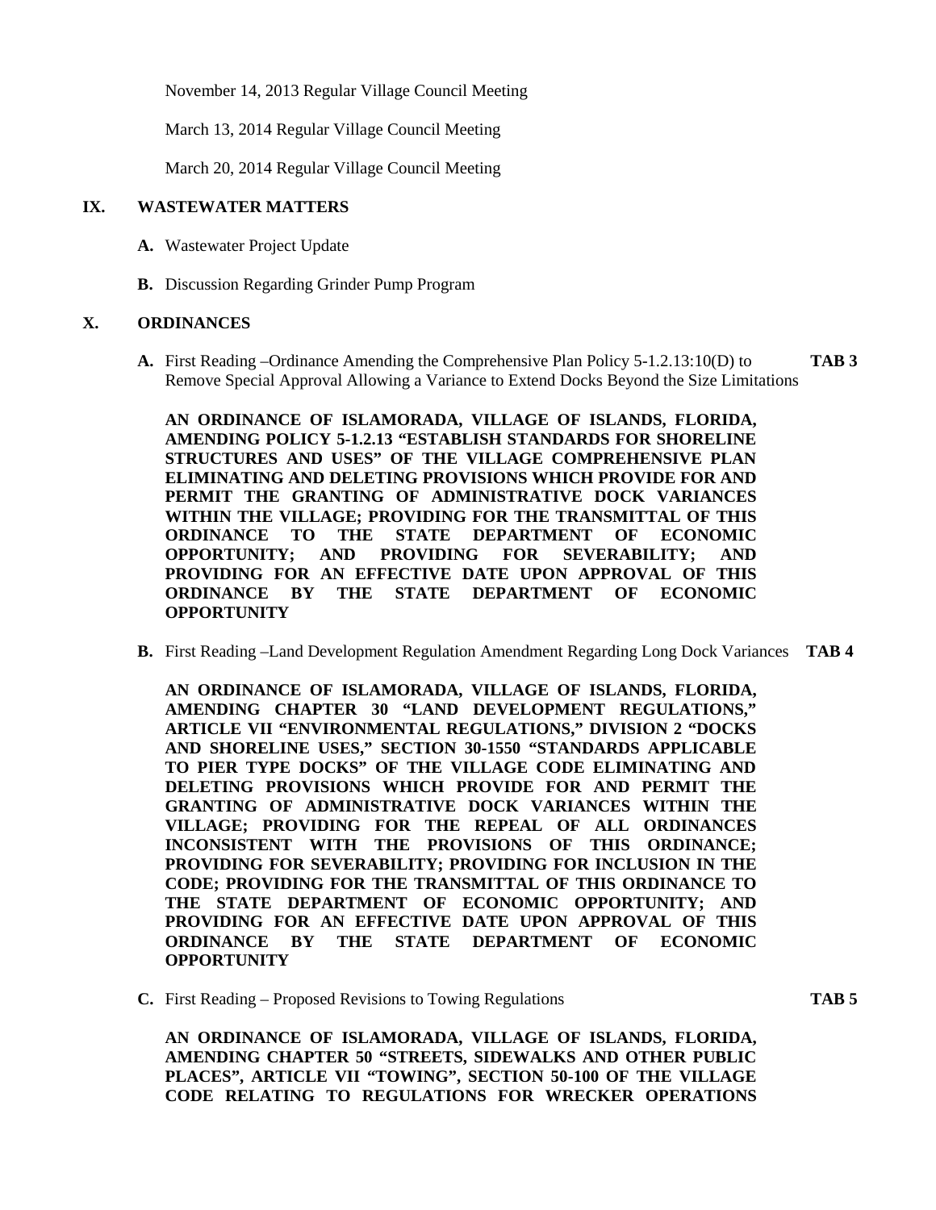November 14, 2013 Regular Village Council Meeting

March 13, 2014 Regular Village Council Meeting

March 20, 2014 Regular Village Council Meeting

## IX. WASTEWATER MATTERS

**A.** Wastewater Project Update

**B.** Discussion Regarding Grinder Pump Program

## X. ORDINANCES

**A.** First Reading –Ordinance Amending the Comprehensive Plan Policy 5-1.2.13:10(D) to Remove Special Approval Allowing a Variance to Extend Docks Beyond the Size Limitations **TAB 3**

**AN ORDINANCE OF ISLAMORADA, VILLAGE OF ISLANDS, FLORIDA, AMENDING POLICY 5-1.2.13 "ESTABLISH STANDARDS FOR SHORELINE STRUCTURES AND USES" OF THE VILLAGE COMPREHENSIVE PLAN ELIMINATING AND DELETING PROVISIONS WHICH PROVIDE FOR AND PERMIT THE GRANTING OF ADMINISTRATIVE DOCK VARIANCES WITHIN THE VILLAGE; PROVIDING FOR THE TRANSMITTAL OF THIS ORDINANCE TO THE STATE DEPARTMENT OF ECONOMIC OPPORTUNITY; AND PROVIDING FOR SEVERABILITY; AND PROVIDING FOR AN EFFECTIVE DATE UPON APPROVAL OF THIS ORDINANCE BY THE STATE DEPARTMENT OF ECONOMIC OPPORTUNITY**

**B.** First Reading –Land Development Regulation Amendment Regarding Long Dock Variances **TAB 4**

**AN ORDINANCE OF ISLAMORADA, VILLAGE OF ISLANDS, FLORIDA, AMENDING CHAPTER 30 "LAND DEVELOPMENT REGULATIONS," ARTICLE VII "ENVIRONMENTAL REGULATIONS," DIVISION 2 "DOCKS AND SHORELINE USES," SECTION 30-1550 "STANDARDS APPLICABLE TO PIER TYPE DOCKS" OF THE VILLAGE CODE ELIMINATING AND DELETING PROVISIONS WHICH PROVIDE FOR AND PERMIT THE GRANTING OF ADMINISTRATIVE DOCK VARIANCES WITHIN THE VILLAGE; PROVIDING FOR THE REPEAL OF ALL ORDINANCES INCONSISTENT WITH THE PROVISIONS OF THIS ORDINANCE; PROVIDING FOR SEVERABILITY; PROVIDING FOR INCLUSION IN THE CODE; PROVIDING FOR THE TRANSMITTAL OF THIS ORDINANCE TO THE STATE DEPARTMENT OF ECONOMIC OPPORTUNITY; AND PROVIDING FOR AN EFFECTIVE DATE UPON APPROVAL OF THIS ORDINANCE BY THE STATE DEPARTMENT OF ECONOMIC OPPORTUNITY**

**C.** First Reading – Proposed Revisions to Towing Regulations **TAB 5**

**AN ORDINANCE OF ISLAMORADA, VILLAGE OF ISLANDS, FLORIDA, AMENDING CHAPTER 50 "STREETS, SIDEWALKS AND OTHER PUBLIC PLACES", ARTICLE VII "TOWING", SECTION 50-100 OF THE VILLAGE CODE RELATING TO REGULATIONS FOR WRECKER OPERATIONS**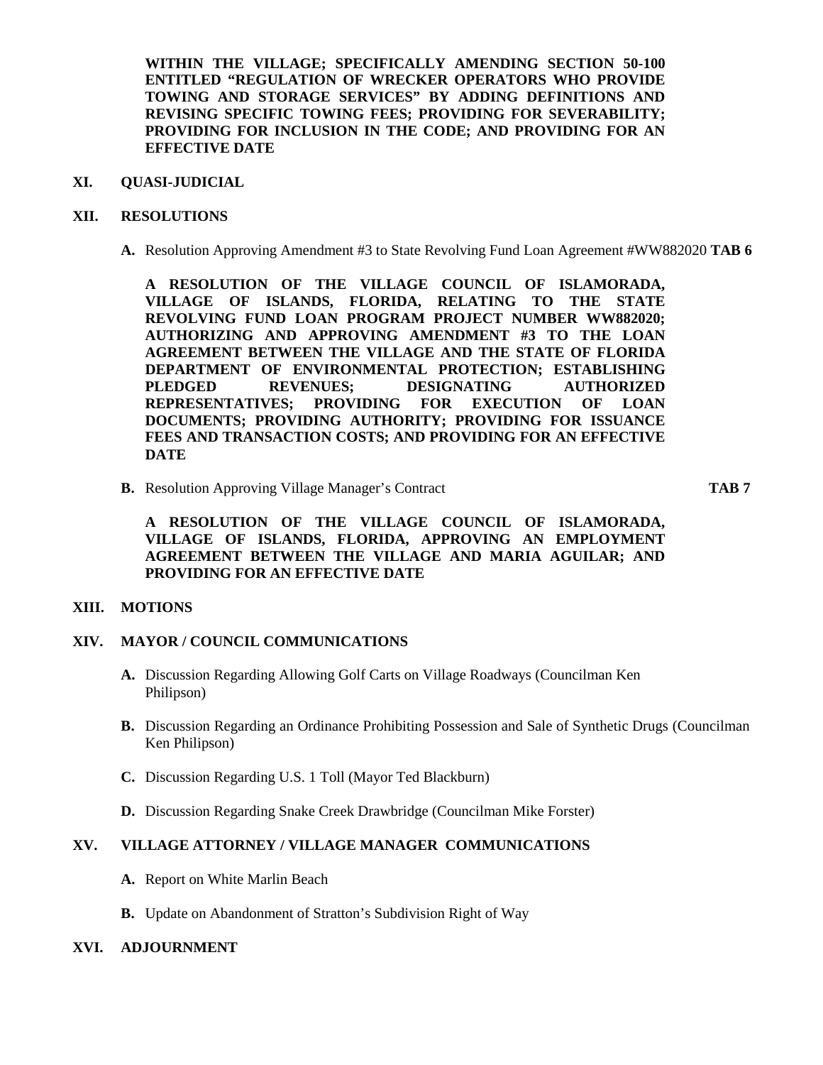**WITHIN THE VILLAGE; SPECIFICALLY AMENDING SECTION 50-100 ENTITLED “REGULATION OF WRECKER OPERATORS WHO PROVIDE TOWING AND STORAGE SERVICES” BY ADDING DEFINITIONS AND REVISING SPECIFIC TOWING FEES; PROVIDING FOR SEVERABILITY; PROVIDING FOR INCLUSION IN THE CODE; AND PROVIDING FOR AN EFFECTIVE DATE**

## XI. QUASI-JUDICIAL

## XII. RESOLUTIONS

**A.** Resolution Approving Amendment #3 to State Revolving Fund Loan Agreement #WW882020 **TAB 6**

**A RESOLUTION OF THE VILLAGE COUNCIL OF ISLAMORADA, VILLAGE OF ISLANDS, FLORIDA, RELATING TO THE STATE REVOLVING FUND LOAN PROGRAM PROJECT NUMBER WW882020; AUTHORIZING AND APPROVING AMENDMENT #3 TO THE LOAN AGREEMENT BETWEEN THE VILLAGE AND THE STATE OF FLORIDA DEPARTMENT OF ENVIRONMENTAL PROTECTION; ESTABLISHING PLEDGED REVENUES; DESIGNATING AUTHORIZED REPRESENTATIVES; PROVIDING FOR EXECUTION OF LOAN DOCUMENTS; PROVIDING AUTHORITY; PROVIDING FOR ISSUANCE FEES AND TRANSACTION COSTS; AND PROVIDING FOR AN EFFECTIVE DATE**

**B.** Resolution Approving Village Manager’s Contract **TAB 7**

**A RESOLUTION OF THE VILLAGE COUNCIL OF ISLAMORADA, VILLAGE OF ISLANDS, FLORIDA, APPROVING AN EMPLOYMENT AGREEMENT BETWEEN THE VILLAGE AND MARIA AGUILAR; AND PROVIDING FOR AN EFFECTIVE DATE**

## XIII. MOTIONS

## XIV. MAYOR / COUNCIL COMMUNICATIONS

**A.** Discussion Regarding Allowing Golf Carts on Village Roadways (Councilman Ken Philipson)

**B.** Discussion Regarding an Ordinance Prohibiting Possession and Sale of Synthetic Drugs (Councilman Ken Philipson)

**C.** Discussion Regarding U.S. 1 Toll (Mayor Ted Blackburn)

**D.** Discussion Regarding Snake Creek Drawbridge (Councilman Mike Forster)

## XV. VILLAGE ATTORNEY / VILLAGE MANAGER COMMUNICATIONS

**A.** Report on White Marlin Beach

**B.** Update on Abandonment of Stratton’s Subdivision Right of Way

## XVI. ADJOURNMENT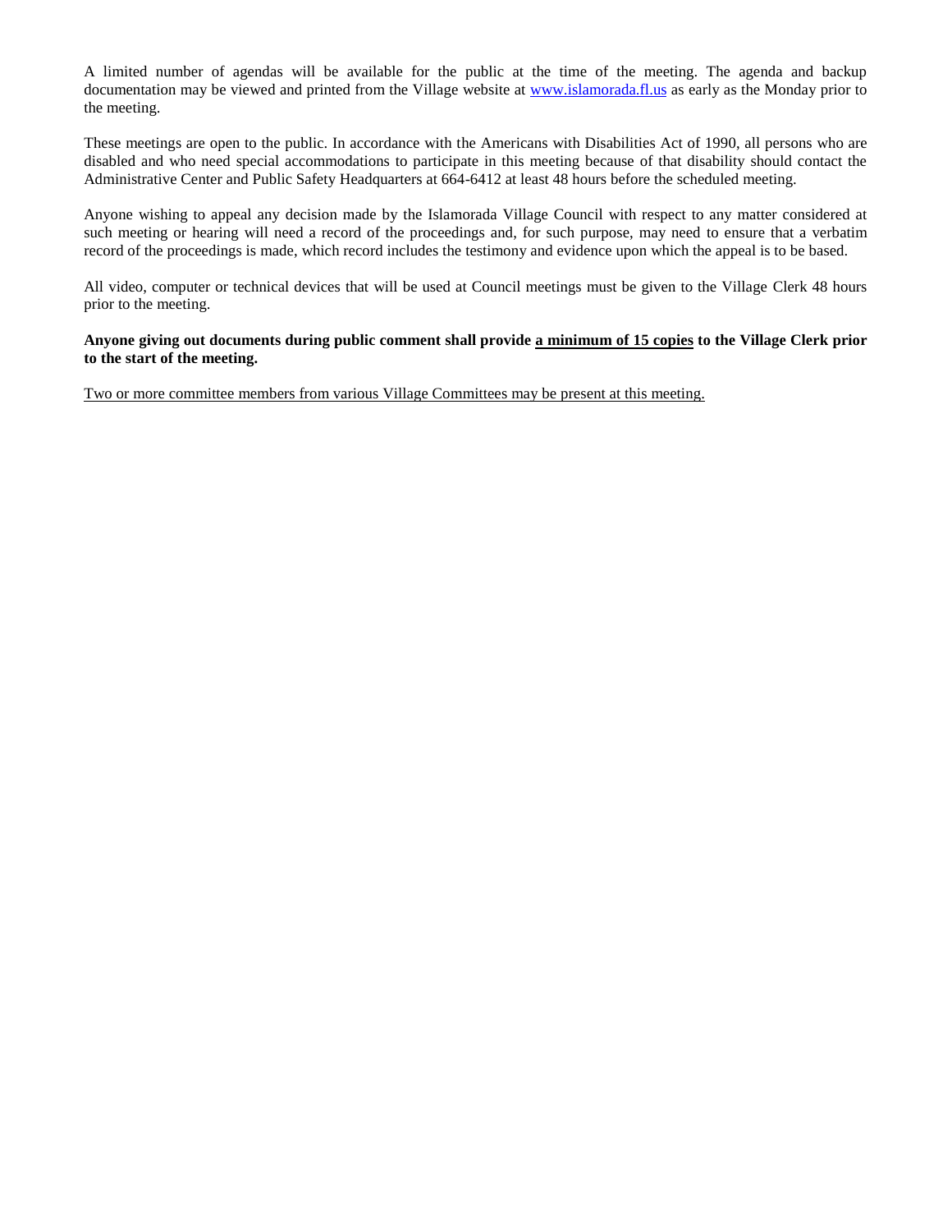A limited number of agendas will be available for the public at the time of the meeting. The agenda and backup documentation may be viewed and printed from the Village website at [www.islamorada.fl.us](http://www.islamorada.fl.us) as early as the Monday prior to the meeting.

These meetings are open to the public. In accordance with the Americans with Disabilities Act of 1990, all persons who are disabled and who need special accommodations to participate in this meeting because of that disability should contact the Administrative Center and Public Safety Headquarters at 664-6412 at least 48 hours before the scheduled meeting.

Anyone wishing to appeal any decision made by the Islamorada Village Council with respect to any matter considered at such meeting or hearing will need a record of the proceedings and, for such purpose, may need to ensure that a verbatim record of the proceedings is made, which record includes the testimony and evidence upon which the appeal is to be based.

All video, computer or technical devices that will be used at Council meetings must be given to the Village Clerk 48 hours prior to the meeting.

**Anyone giving out documents during public comment shall provide <u>a minimum of 15 copies</u> to the Village Clerk prior to the start of the meeting.**

<u>Two or more committee members from various Village Committees may be present at this meeting.</u>